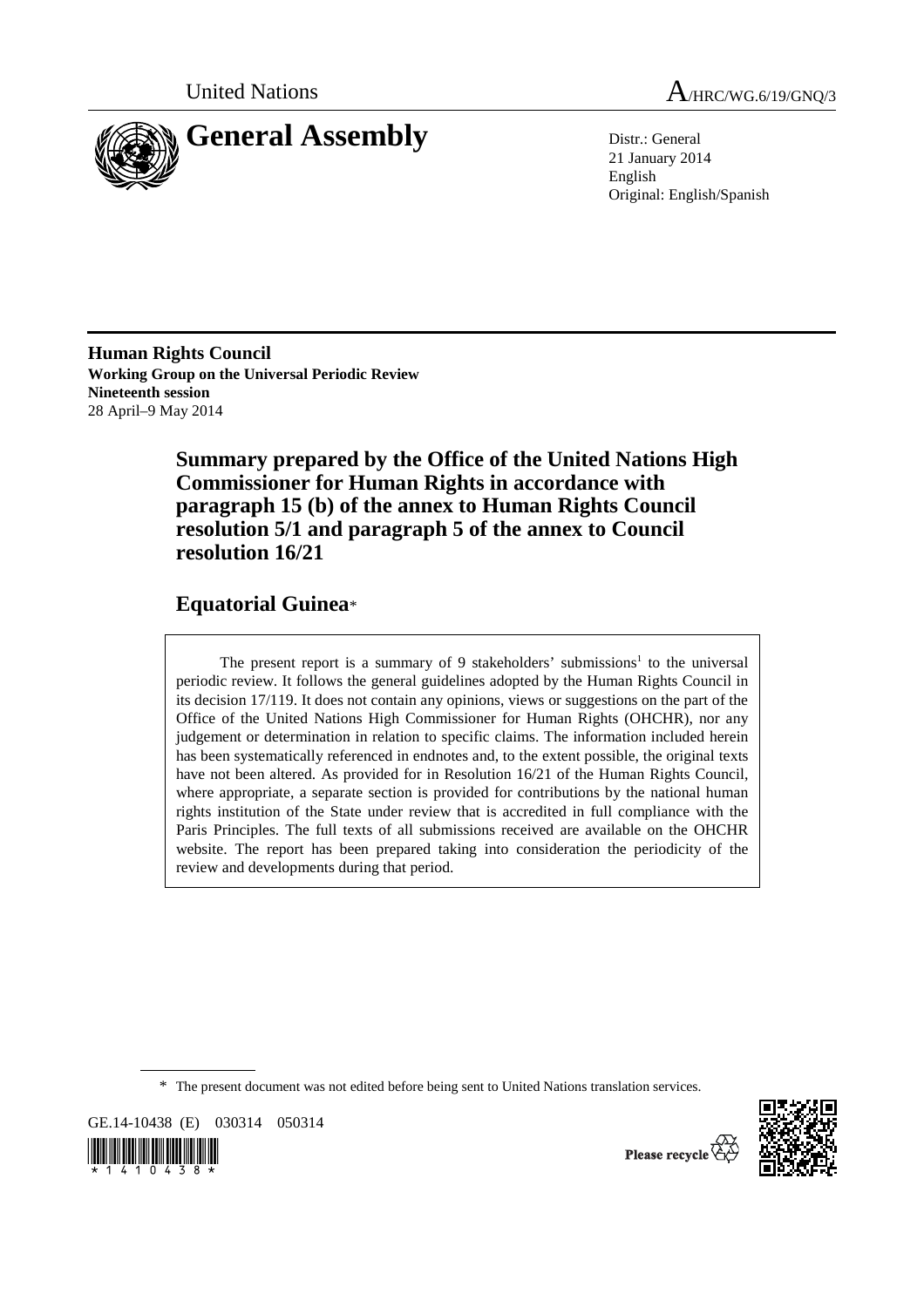United Nations

A/HRC/WG.6/19/GNQ/3

# General Assembly

Distr.: General
21 January 2014
English
Original: English/Spanish

**Human Rights Council**
**Working Group on the Universal Periodic Review**
**Nineteenth session**
28 April–9 May 2014

## Summary prepared by the Office of the United Nations High Commissioner for Human Rights in accordance with paragraph 15 (b) of the annex to Human Rights Council resolution 5/1 and paragraph 5 of the annex to Council resolution 16/21

## Equatorial Guinea*

The present report is a summary of 9 stakeholders' submissions[1] to the universal periodic review. It follows the general guidelines adopted by the Human Rights Council in its decision 17/119. It does not contain any opinions, views or suggestions on the part of the Office of the United Nations High Commissioner for Human Rights (OHCHR), nor any judgement or determination in relation to specific claims. The information included herein has been systematically referenced in endnotes and, to the extent possible, the original texts have not been altered. As provided for in Resolution 16/21 of the Human Rights Council, where appropriate, a separate section is provided for contributions by the national human rights institution of the State under review that is accredited in full compliance with the Paris Principles. The full texts of all submissions received are available on the OHCHR website. The report has been prepared taking into consideration the periodicity of the review and developments during that period.

* The present document was not edited before being sent to United Nations translation services.

GE.14-10438 (E) 030314 050314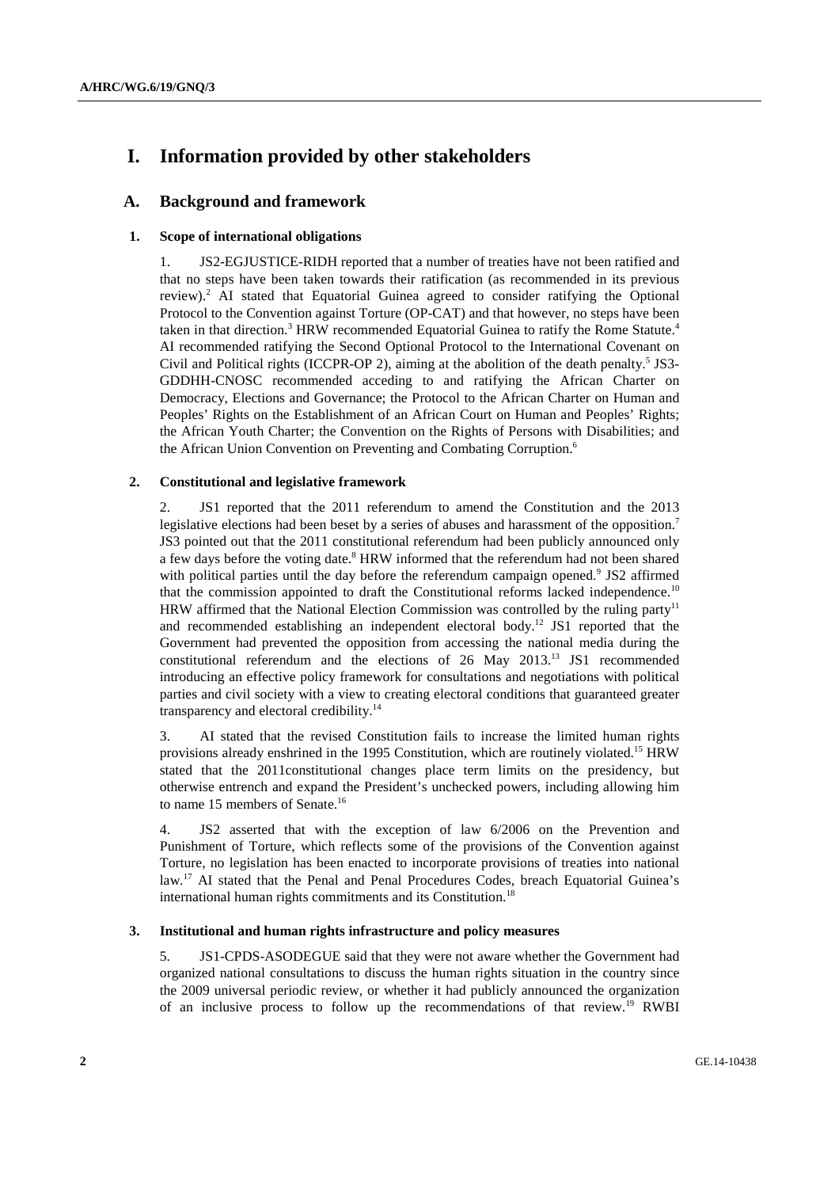# I. Information provided by other stakeholders

## A. Background and framework

### 1. Scope of international obligations

1. JS2-EGJUSTICE-RIDH reported that a number of treaties have not been ratified and that no steps have been taken towards their ratification (as recommended in its previous review).[2] AI stated that Equatorial Guinea agreed to consider ratifying the Optional Protocol to the Convention against Torture (OP-CAT) and that however, no steps have been taken in that direction.[3] HRW recommended Equatorial Guinea to ratify the Rome Statute.[4] AI recommended ratifying the Second Optional Protocol to the International Covenant on Civil and Political rights (ICCPR-OP 2), aiming at the abolition of the death penalty.[5] JS3-GDDHH-CNOSC recommended acceding to and ratifying the African Charter on Democracy, Elections and Governance; the Protocol to the African Charter on Human and Peoples' Rights on the Establishment of an African Court on Human and Peoples' Rights; the African Youth Charter; the Convention on the Rights of Persons with Disabilities; and the African Union Convention on Preventing and Combating Corruption.[6]

### 2. Constitutional and legislative framework

2. JS1 reported that the 2011 referendum to amend the Constitution and the 2013 legislative elections had been beset by a series of abuses and harassment of the opposition.[7] JS3 pointed out that the 2011 constitutional referendum had been publicly announced only a few days before the voting date.[8] HRW informed that the referendum had not been shared with political parties until the day before the referendum campaign opened.[9] JS2 affirmed that the commission appointed to draft the Constitutional reforms lacked independence.[10] HRW affirmed that the National Election Commission was controlled by the ruling party[11] and recommended establishing an independent electoral body.[12] JS1 reported that the Government had prevented the opposition from accessing the national media during the constitutional referendum and the elections of 26 May 2013.[13] JS1 recommended introducing an effective policy framework for consultations and negotiations with political parties and civil society with a view to creating electoral conditions that guaranteed greater transparency and electoral credibility.[14]

3. AI stated that the revised Constitution fails to increase the limited human rights provisions already enshrined in the 1995 Constitution, which are routinely violated.[15] HRW stated that the 2011constitutional changes place term limits on the presidency, but otherwise entrench and expand the President's unchecked powers, including allowing him to name 15 members of Senate.[16]

4. JS2 asserted that with the exception of law 6/2006 on the Prevention and Punishment of Torture, which reflects some of the provisions of the Convention against Torture, no legislation has been enacted to incorporate provisions of treaties into national law.[17] AI stated that the Penal and Penal Procedures Codes, breach Equatorial Guinea's international human rights commitments and its Constitution.[18]

### 3. Institutional and human rights infrastructure and policy measures

5. JS1-CPDS-ASODEGUE said that they were not aware whether the Government had organized national consultations to discuss the human rights situation in the country since the 2009 universal periodic review, or whether it had publicly announced the organization of an inclusive process to follow up the recommendations of that review.[19] RWBI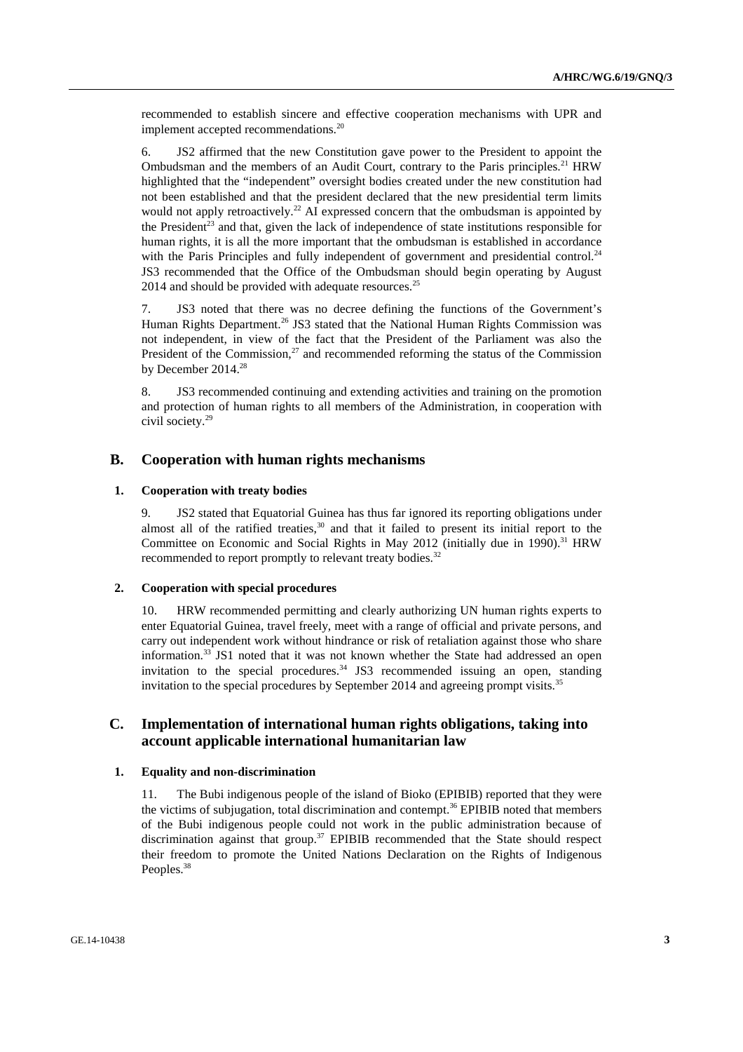recommended to establish sincere and effective cooperation mechanisms with UPR and implement accepted recommendations.[20]

6. JS2 affirmed that the new Constitution gave power to the President to appoint the Ombudsman and the members of an Audit Court, contrary to the Paris principles.[21] HRW highlighted that the "independent" oversight bodies created under the new constitution had not been established and that the president declared that the new presidential term limits would not apply retroactively.[22] AI expressed concern that the ombudsman is appointed by the President[23] and that, given the lack of independence of state institutions responsible for human rights, it is all the more important that the ombudsman is established in accordance with the Paris Principles and fully independent of government and presidential control.[24] JS3 recommended that the Office of the Ombudsman should begin operating by August 2014 and should be provided with adequate resources.[25]

7. JS3 noted that there was no decree defining the functions of the Government's Human Rights Department.[26] JS3 stated that the National Human Rights Commission was not independent, in view of the fact that the President of the Parliament was also the President of the Commission,[27] and recommended reforming the status of the Commission by December 2014.[28]

8. JS3 recommended continuing and extending activities and training on the promotion and protection of human rights to all members of the Administration, in cooperation with civil society.[29]

## B. Cooperation with human rights mechanisms

### 1. Cooperation with treaty bodies

9. JS2 stated that Equatorial Guinea has thus far ignored its reporting obligations under almost all of the ratified treaties,[30] and that it failed to present its initial report to the Committee on Economic and Social Rights in May 2012 (initially due in 1990).[31] HRW recommended to report promptly to relevant treaty bodies.[32]

### 2. Cooperation with special procedures

10. HRW recommended permitting and clearly authorizing UN human rights experts to enter Equatorial Guinea, travel freely, meet with a range of official and private persons, and carry out independent work without hindrance or risk of retaliation against those who share information.[33] JS1 noted that it was not known whether the State had addressed an open invitation to the special procedures.[34] JS3 recommended issuing an open, standing invitation to the special procedures by September 2014 and agreeing prompt visits.[35]

## C. Implementation of international human rights obligations, taking into account applicable international humanitarian law

### 1. Equality and non-discrimination

11. The Bubi indigenous people of the island of Bioko (EPIBIB) reported that they were the victims of subjugation, total discrimination and contempt.[36] EPIBIB noted that members of the Bubi indigenous people could not work in the public administration because of discrimination against that group.[37] EPIBIB recommended that the State should respect their freedom to promote the United Nations Declaration on the Rights of Indigenous Peoples.[38]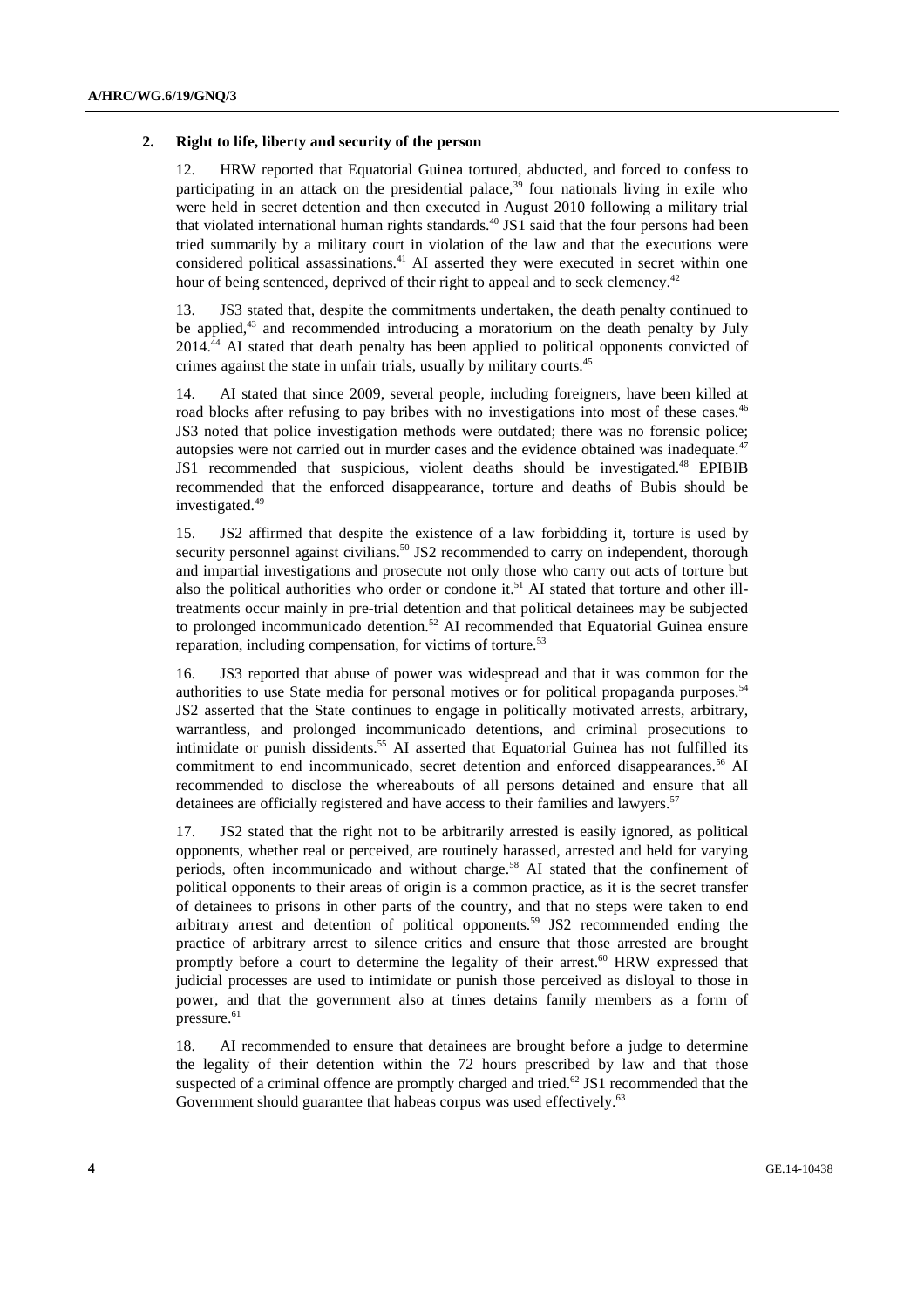### 2. Right to life, liberty and security of the person

12. HRW reported that Equatorial Guinea tortured, abducted, and forced to confess to participating in an attack on the presidential palace,[39] four nationals living in exile who were held in secret detention and then executed in August 2010 following a military trial that violated international human rights standards.[40] JS1 said that the four persons had been tried summarily by a military court in violation of the law and that the executions were considered political assassinations.[41] AI asserted they were executed in secret within one hour of being sentenced, deprived of their right to appeal and to seek clemency.[42]

13. JS3 stated that, despite the commitments undertaken, the death penalty continued to be applied,[43] and recommended introducing a moratorium on the death penalty by July 2014.[44] AI stated that death penalty has been applied to political opponents convicted of crimes against the state in unfair trials, usually by military courts.[45]

14. AI stated that since 2009, several people, including foreigners, have been killed at road blocks after refusing to pay bribes with no investigations into most of these cases.[46] JS3 noted that police investigation methods were outdated; there was no forensic police; autopsies were not carried out in murder cases and the evidence obtained was inadequate.[47] JS1 recommended that suspicious, violent deaths should be investigated.[48] EPIBIB recommended that the enforced disappearance, torture and deaths of Bubis should be investigated.[49]

15. JS2 affirmed that despite the existence of a law forbidding it, torture is used by security personnel against civilians.[50] JS2 recommended to carry on independent, thorough and impartial investigations and prosecute not only those who carry out acts of torture but also the political authorities who order or condone it.[51] AI stated that torture and other ill-treatments occur mainly in pre-trial detention and that political detainees may be subjected to prolonged incommunicado detention.[52] AI recommended that Equatorial Guinea ensure reparation, including compensation, for victims of torture.[53]

16. JS3 reported that abuse of power was widespread and that it was common for the authorities to use State media for personal motives or for political propaganda purposes.[54] JS2 asserted that the State continues to engage in politically motivated arrests, arbitrary, warrantless, and prolonged incommunicado detentions, and criminal prosecutions to intimidate or punish dissidents.[55] AI asserted that Equatorial Guinea has not fulfilled its commitment to end incommunicado, secret detention and enforced disappearances.[56] AI recommended to disclose the whereabouts of all persons detained and ensure that all detainees are officially registered and have access to their families and lawyers.[57]

17. JS2 stated that the right not to be arbitrarily arrested is easily ignored, as political opponents, whether real or perceived, are routinely harassed, arrested and held for varying periods, often incommunicado and without charge.[58] AI stated that the confinement of political opponents to their areas of origin is a common practice, as it is the secret transfer of detainees to prisons in other parts of the country, and that no steps were taken to end arbitrary arrest and detention of political opponents.[59] JS2 recommended ending the practice of arbitrary arrest to silence critics and ensure that those arrested are brought promptly before a court to determine the legality of their arrest.[60] HRW expressed that judicial processes are used to intimidate or punish those perceived as disloyal to those in power, and that the government also at times detains family members as a form of pressure.[61]

18. AI recommended to ensure that detainees are brought before a judge to determine the legality of their detention within the 72 hours prescribed by law and that those suspected of a criminal offence are promptly charged and tried.[62] JS1 recommended that the Government should guarantee that habeas corpus was used effectively.[63]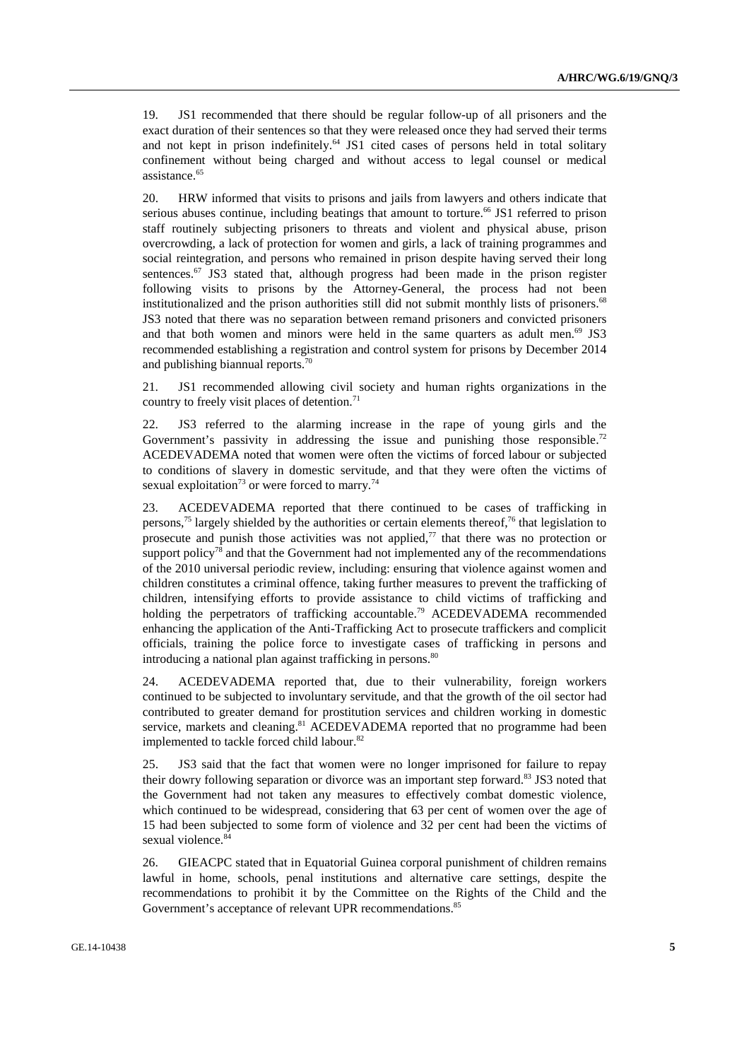19. JS1 recommended that there should be regular follow-up of all prisoners and the exact duration of their sentences so that they were released once they had served their terms and not kept in prison indefinitely.[64] JS1 cited cases of persons held in total solitary confinement without being charged and without access to legal counsel or medical assistance.[65]

20. HRW informed that visits to prisons and jails from lawyers and others indicate that serious abuses continue, including beatings that amount to torture.[66] JS1 referred to prison staff routinely subjecting prisoners to threats and violent and physical abuse, prison overcrowding, a lack of protection for women and girls, a lack of training programmes and social reintegration, and persons who remained in prison despite having served their long sentences.[67] JS3 stated that, although progress had been made in the prison register following visits to prisons by the Attorney-General, the process had not been institutionalized and the prison authorities still did not submit monthly lists of prisoners.[68] JS3 noted that there was no separation between remand prisoners and convicted prisoners and that both women and minors were held in the same quarters as adult men.[69] JS3 recommended establishing a registration and control system for prisons by December 2014 and publishing biannual reports.[70]

21. JS1 recommended allowing civil society and human rights organizations in the country to freely visit places of detention.[71]

22. JS3 referred to the alarming increase in the rape of young girls and the Government's passivity in addressing the issue and punishing those responsible.[72] ACEDEVADEMA noted that women were often the victims of forced labour or subjected to conditions of slavery in domestic servitude, and that they were often the victims of sexual exploitation[73] or were forced to marry.[74]

23. ACEDEVADEMA reported that there continued to be cases of trafficking in persons,[75] largely shielded by the authorities or certain elements thereof,[76] that legislation to prosecute and punish those activities was not applied,[77] that there was no protection or support policy[78] and that the Government had not implemented any of the recommendations of the 2010 universal periodic review, including: ensuring that violence against women and children constitutes a criminal offence, taking further measures to prevent the trafficking of children, intensifying efforts to provide assistance to child victims of trafficking and holding the perpetrators of trafficking accountable.[79] ACEDEVADEMA recommended enhancing the application of the Anti-Trafficking Act to prosecute traffickers and complicit officials, training the police force to investigate cases of trafficking in persons and introducing a national plan against trafficking in persons.[80]

24. ACEDEVADEMA reported that, due to their vulnerability, foreign workers continued to be subjected to involuntary servitude, and that the growth of the oil sector had contributed to greater demand for prostitution services and children working in domestic service, markets and cleaning.[81] ACEDEVADEMA reported that no programme had been implemented to tackle forced child labour.[82]

25. JS3 said that the fact that women were no longer imprisoned for failure to repay their dowry following separation or divorce was an important step forward.[83] JS3 noted that the Government had not taken any measures to effectively combat domestic violence, which continued to be widespread, considering that 63 per cent of women over the age of 15 had been subjected to some form of violence and 32 per cent had been the victims of sexual violence.[84]

26. GIEACPC stated that in Equatorial Guinea corporal punishment of children remains lawful in home, schools, penal institutions and alternative care settings, despite the recommendations to prohibit it by the Committee on the Rights of the Child and the Government's acceptance of relevant UPR recommendations.[85]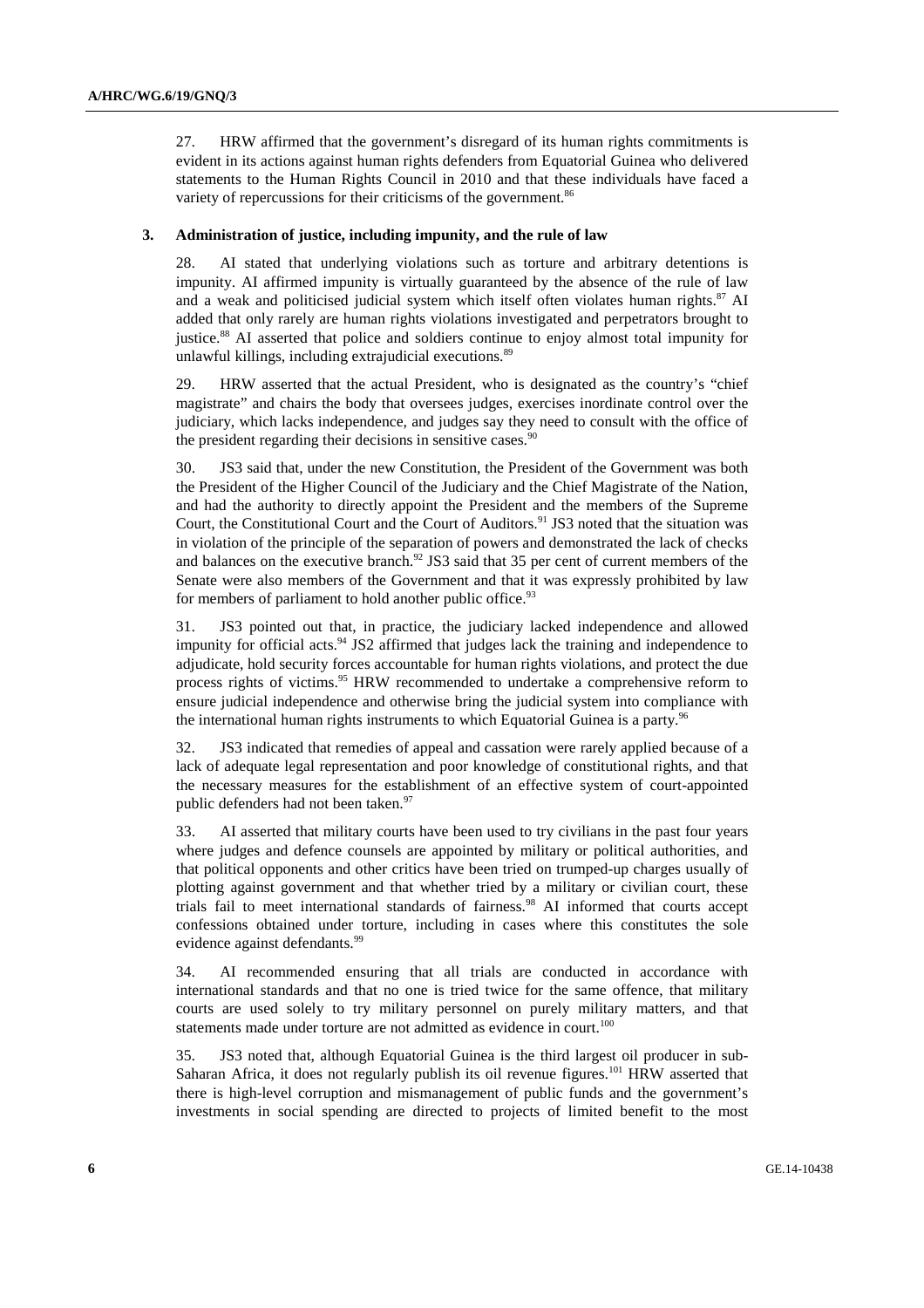27. HRW affirmed that the government's disregard of its human rights commitments is evident in its actions against human rights defenders from Equatorial Guinea who delivered statements to the Human Rights Council in 2010 and that these individuals have faced a variety of repercussions for their criticisms of the government.[86]

### 3. Administration of justice, including impunity, and the rule of law

28. AI stated that underlying violations such as torture and arbitrary detentions is impunity. AI affirmed impunity is virtually guaranteed by the absence of the rule of law and a weak and politicised judicial system which itself often violates human rights.[87] AI added that only rarely are human rights violations investigated and perpetrators brought to justice.[88] AI asserted that police and soldiers continue to enjoy almost total impunity for unlawful killings, including extrajudicial executions.[89]

29. HRW asserted that the actual President, who is designated as the country's "chief magistrate" and chairs the body that oversees judges, exercises inordinate control over the judiciary, which lacks independence, and judges say they need to consult with the office of the president regarding their decisions in sensitive cases.[90]

30. JS3 said that, under the new Constitution, the President of the Government was both the President of the Higher Council of the Judiciary and the Chief Magistrate of the Nation, and had the authority to directly appoint the President and the members of the Supreme Court, the Constitutional Court and the Court of Auditors.[91] JS3 noted that the situation was in violation of the principle of the separation of powers and demonstrated the lack of checks and balances on the executive branch.[92] JS3 said that 35 per cent of current members of the Senate were also members of the Government and that it was expressly prohibited by law for members of parliament to hold another public office.[93]

31. JS3 pointed out that, in practice, the judiciary lacked independence and allowed impunity for official acts.[94] JS2 affirmed that judges lack the training and independence to adjudicate, hold security forces accountable for human rights violations, and protect the due process rights of victims.[95] HRW recommended to undertake a comprehensive reform to ensure judicial independence and otherwise bring the judicial system into compliance with the international human rights instruments to which Equatorial Guinea is a party.[96]

32. JS3 indicated that remedies of appeal and cassation were rarely applied because of a lack of adequate legal representation and poor knowledge of constitutional rights, and that the necessary measures for the establishment of an effective system of court-appointed public defenders had not been taken.[97]

33. AI asserted that military courts have been used to try civilians in the past four years where judges and defence counsels are appointed by military or political authorities, and that political opponents and other critics have been tried on trumped-up charges usually of plotting against government and that whether tried by a military or civilian court, these trials fail to meet international standards of fairness.[98] AI informed that courts accept confessions obtained under torture, including in cases where this constitutes the sole evidence against defendants.[99]

34. AI recommended ensuring that all trials are conducted in accordance with international standards and that no one is tried twice for the same offence, that military courts are used solely to try military personnel on purely military matters, and that statements made under torture are not admitted as evidence in court.[100]

35. JS3 noted that, although Equatorial Guinea is the third largest oil producer in sub-Saharan Africa, it does not regularly publish its oil revenue figures.[101] HRW asserted that there is high-level corruption and mismanagement of public funds and the government's investments in social spending are directed to projects of limited benefit to the most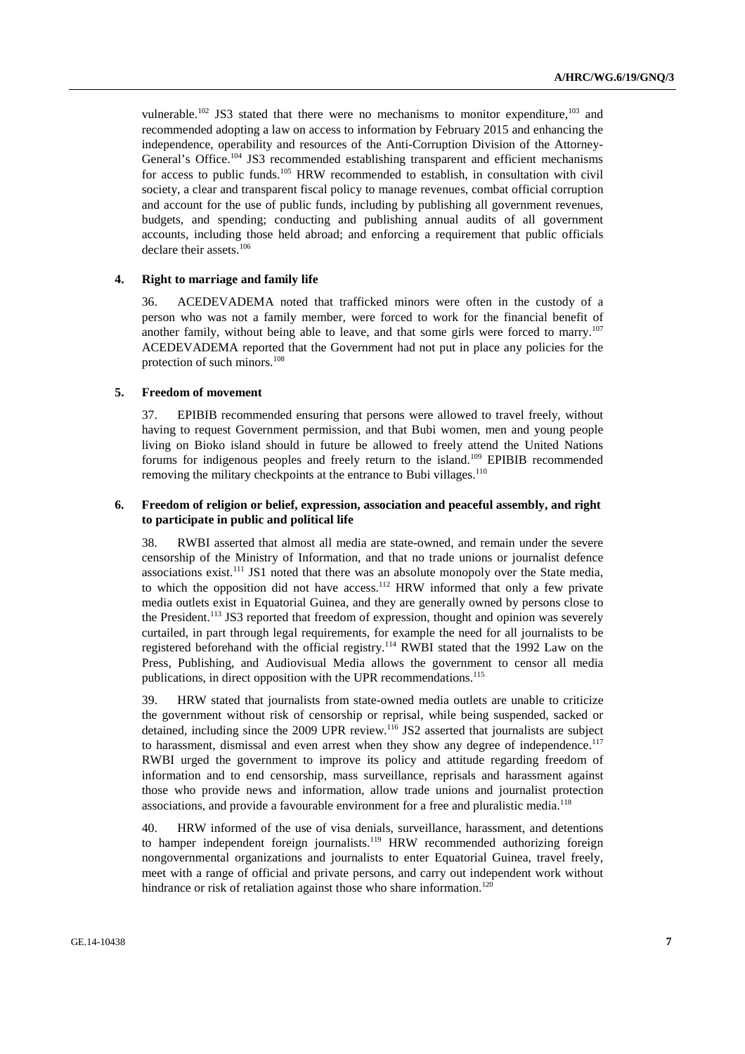vulnerable.[102] JS3 stated that there were no mechanisms to monitor expenditure,[103] and recommended adopting a law on access to information by February 2015 and enhancing the independence, operability and resources of the Anti-Corruption Division of the Attorney-General's Office.[104] JS3 recommended establishing transparent and efficient mechanisms for access to public funds.[105] HRW recommended to establish, in consultation with civil society, a clear and transparent fiscal policy to manage revenues, combat official corruption and account for the use of public funds, including by publishing all government revenues, budgets, and spending; conducting and publishing annual audits of all government accounts, including those held abroad; and enforcing a requirement that public officials declare their assets.[106]

### 4. Right to marriage and family life

36. ACEDEVADEMA noted that trafficked minors were often in the custody of a person who was not a family member, were forced to work for the financial benefit of another family, without being able to leave, and that some girls were forced to marry.[107] ACEDEVADEMA reported that the Government had not put in place any policies for the protection of such minors.[108]

### 5. Freedom of movement

37. EPIBIB recommended ensuring that persons were allowed to travel freely, without having to request Government permission, and that Bubi women, men and young people living on Bioko island should in future be allowed to freely attend the United Nations forums for indigenous peoples and freely return to the island.[109] EPIBIB recommended removing the military checkpoints at the entrance to Bubi villages.[110]

### 6. Freedom of religion or belief, expression, association and peaceful assembly, and right to participate in public and political life

38. RWBI asserted that almost all media are state-owned, and remain under the severe censorship of the Ministry of Information, and that no trade unions or journalist defence associations exist.[111] JS1 noted that there was an absolute monopoly over the State media, to which the opposition did not have access.[112] HRW informed that only a few private media outlets exist in Equatorial Guinea, and they are generally owned by persons close to the President.[113] JS3 reported that freedom of expression, thought and opinion was severely curtailed, in part through legal requirements, for example the need for all journalists to be registered beforehand with the official registry.[114] RWBI stated that the 1992 Law on the Press, Publishing, and Audiovisual Media allows the government to censor all media publications, in direct opposition with the UPR recommendations.[115]

39. HRW stated that journalists from state-owned media outlets are unable to criticize the government without risk of censorship or reprisal, while being suspended, sacked or detained, including since the 2009 UPR review.[116] JS2 asserted that journalists are subject to harassment, dismissal and even arrest when they show any degree of independence.[117] RWBI urged the government to improve its policy and attitude regarding freedom of information and to end censorship, mass surveillance, reprisals and harassment against those who provide news and information, allow trade unions and journalist protection associations, and provide a favourable environment for a free and pluralistic media.[118]

40. HRW informed of the use of visa denials, surveillance, harassment, and detentions to hamper independent foreign journalists.[119] HRW recommended authorizing foreign nongovernmental organizations and journalists to enter Equatorial Guinea, travel freely, meet with a range of official and private persons, and carry out independent work without hindrance or risk of retaliation against those who share information.[120]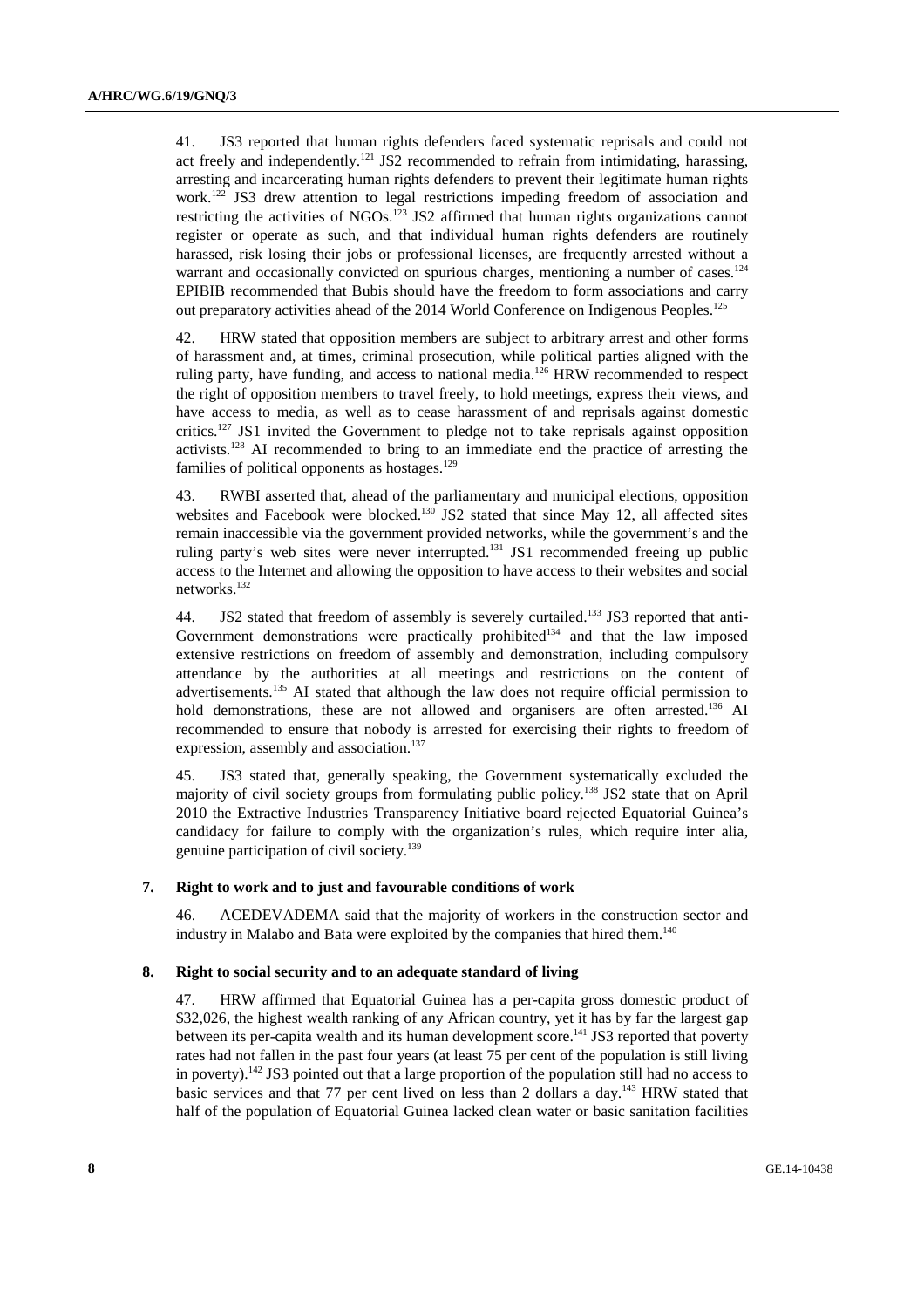41. JS3 reported that human rights defenders faced systematic reprisals and could not act freely and independently.[121] JS2 recommended to refrain from intimidating, harassing, arresting and incarcerating human rights defenders to prevent their legitimate human rights work.[122] JS3 drew attention to legal restrictions impeding freedom of association and restricting the activities of NGOs.[123] JS2 affirmed that human rights organizations cannot register or operate as such, and that individual human rights defenders are routinely harassed, risk losing their jobs or professional licenses, are frequently arrested without a warrant and occasionally convicted on spurious charges, mentioning a number of cases.[124] EPIBIB recommended that Bubis should have the freedom to form associations and carry out preparatory activities ahead of the 2014 World Conference on Indigenous Peoples.[125]

42. HRW stated that opposition members are subject to arbitrary arrest and other forms of harassment and, at times, criminal prosecution, while political parties aligned with the ruling party, have funding, and access to national media.[126] HRW recommended to respect the right of opposition members to travel freely, to hold meetings, express their views, and have access to media, as well as to cease harassment of and reprisals against domestic critics.[127] JS1 invited the Government to pledge not to take reprisals against opposition activists.[128] AI recommended to bring to an immediate end the practice of arresting the families of political opponents as hostages.[129]

43. RWBI asserted that, ahead of the parliamentary and municipal elections, opposition websites and Facebook were blocked.[130] JS2 stated that since May 12, all affected sites remain inaccessible via the government provided networks, while the government's and the ruling party's web sites were never interrupted.[131] JS1 recommended freeing up public access to the Internet and allowing the opposition to have access to their websites and social networks.[132]

44. JS2 stated that freedom of assembly is severely curtailed.[133] JS3 reported that anti-Government demonstrations were practically prohibited[134] and that the law imposed extensive restrictions on freedom of assembly and demonstration, including compulsory attendance by the authorities at all meetings and restrictions on the content of advertisements.[135] AI stated that although the law does not require official permission to hold demonstrations, these are not allowed and organisers are often arrested.[136] AI recommended to ensure that nobody is arrested for exercising their rights to freedom of expression, assembly and association.[137]

45. JS3 stated that, generally speaking, the Government systematically excluded the majority of civil society groups from formulating public policy.[138] JS2 state that on April 2010 the Extractive Industries Transparency Initiative board rejected Equatorial Guinea's candidacy for failure to comply with the organization's rules, which require inter alia, genuine participation of civil society.[139]

### 7. Right to work and to just and favourable conditions of work

46. ACEDEVADEMA said that the majority of workers in the construction sector and industry in Malabo and Bata were exploited by the companies that hired them.[140]

### 8. Right to social security and to an adequate standard of living

47. HRW affirmed that Equatorial Guinea has a per-capita gross domestic product of $32,026, the highest wealth ranking of any African country, yet it has by far the largest gap between its per-capita wealth and its human development score.[141] JS3 reported that poverty rates had not fallen in the past four years (at least 75 per cent of the population is still living in poverty).[142] JS3 pointed out that a large proportion of the population still had no access to basic services and that 77 per cent lived on less than 2 dollars a day.[143] HRW stated that half of the population of Equatorial Guinea lacked clean water or basic sanitation facilities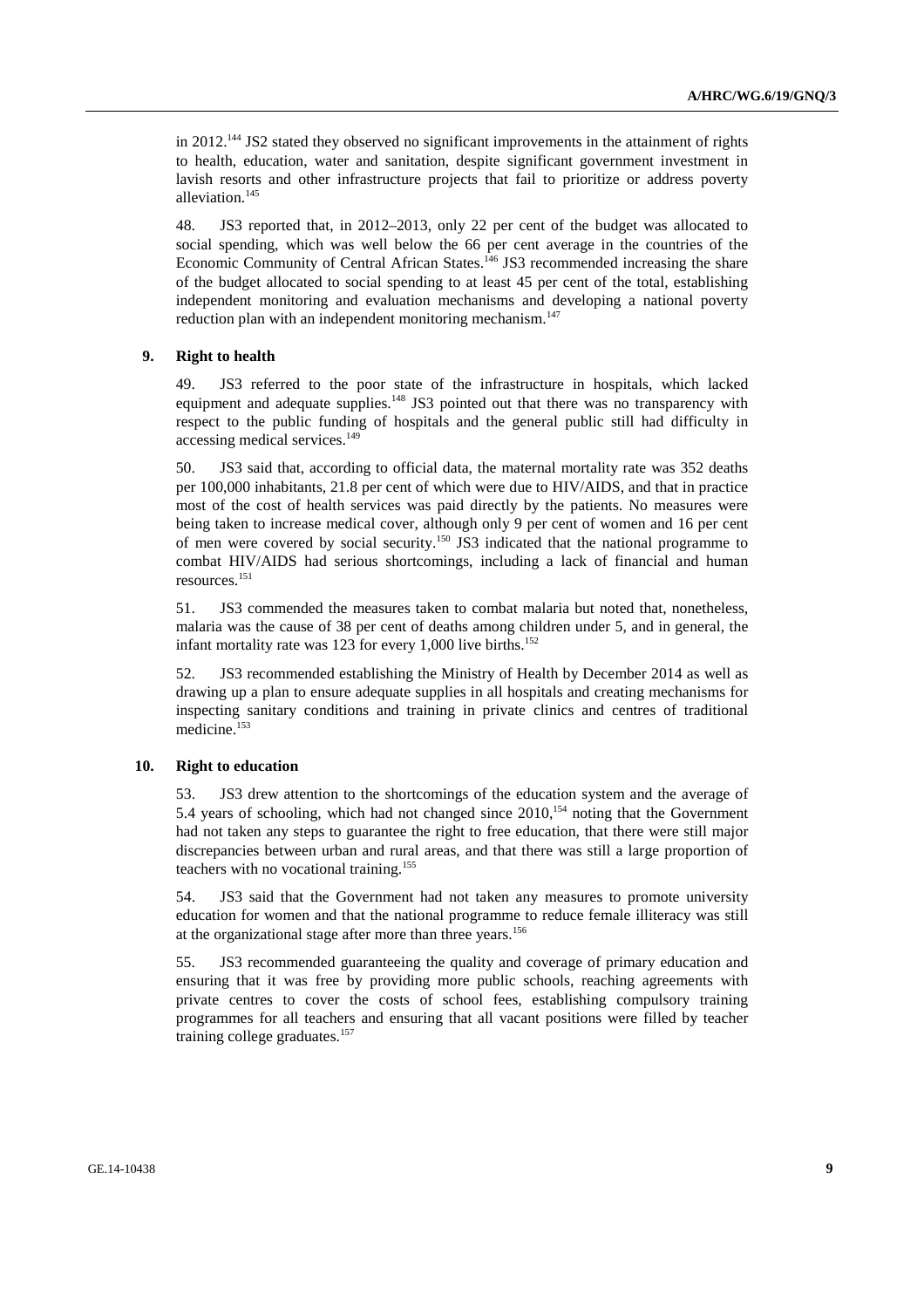in 2012.[144] JS2 stated they observed no significant improvements in the attainment of rights to health, education, water and sanitation, despite significant government investment in lavish resorts and other infrastructure projects that fail to prioritize or address poverty alleviation.[145]

48. JS3 reported that, in 2012–2013, only 22 per cent of the budget was allocated to social spending, which was well below the 66 per cent average in the countries of the Economic Community of Central African States.[146] JS3 recommended increasing the share of the budget allocated to social spending to at least 45 per cent of the total, establishing independent monitoring and evaluation mechanisms and developing a national poverty reduction plan with an independent monitoring mechanism.[147]

### 9. Right to health

49. JS3 referred to the poor state of the infrastructure in hospitals, which lacked equipment and adequate supplies.[148] JS3 pointed out that there was no transparency with respect to the public funding of hospitals and the general public still had difficulty in accessing medical services.[149]

50. JS3 said that, according to official data, the maternal mortality rate was 352 deaths per 100,000 inhabitants, 21.8 per cent of which were due to HIV/AIDS, and that in practice most of the cost of health services was paid directly by the patients. No measures were being taken to increase medical cover, although only 9 per cent of women and 16 per cent of men were covered by social security.[150] JS3 indicated that the national programme to combat HIV/AIDS had serious shortcomings, including a lack of financial and human resources.[151]

51. JS3 commended the measures taken to combat malaria but noted that, nonetheless, malaria was the cause of 38 per cent of deaths among children under 5, and in general, the infant mortality rate was 123 for every 1,000 live births.[152]

52. JS3 recommended establishing the Ministry of Health by December 2014 as well as drawing up a plan to ensure adequate supplies in all hospitals and creating mechanisms for inspecting sanitary conditions and training in private clinics and centres of traditional medicine.[153]

### 10. Right to education

53. JS3 drew attention to the shortcomings of the education system and the average of 5.4 years of schooling, which had not changed since 2010,[154] noting that the Government had not taken any steps to guarantee the right to free education, that there were still major discrepancies between urban and rural areas, and that there was still a large proportion of teachers with no vocational training.[155]

54. JS3 said that the Government had not taken any measures to promote university education for women and that the national programme to reduce female illiteracy was still at the organizational stage after more than three years.[156]

55. JS3 recommended guaranteeing the quality and coverage of primary education and ensuring that it was free by providing more public schools, reaching agreements with private centres to cover the costs of school fees, establishing compulsory training programmes for all teachers and ensuring that all vacant positions were filled by teacher training college graduates.[157]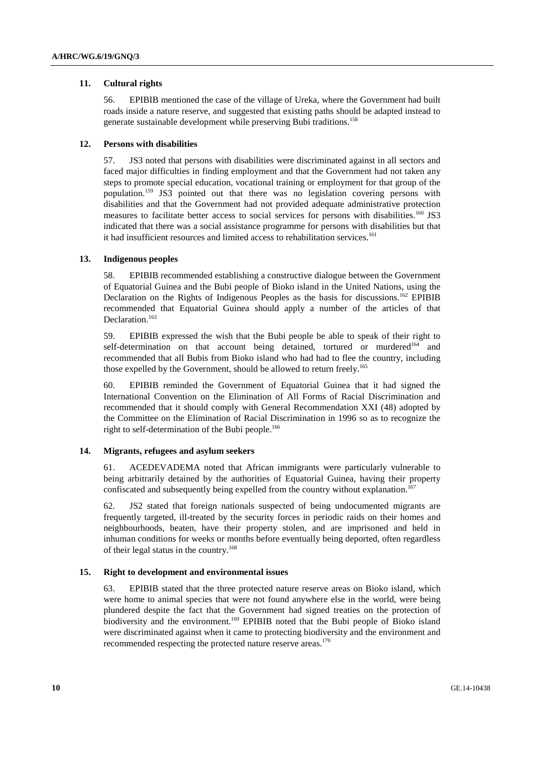### 11. Cultural rights

56. EPIBIB mentioned the case of the village of Ureka, where the Government had built roads inside a nature reserve, and suggested that existing paths should be adapted instead to generate sustainable development while preserving Bubi traditions.[158]

### 12. Persons with disabilities

57. JS3 noted that persons with disabilities were discriminated against in all sectors and faced major difficulties in finding employment and that the Government had not taken any steps to promote special education, vocational training or employment for that group of the population.[159] JS3 pointed out that there was no legislation covering persons with disabilities and that the Government had not provided adequate administrative protection measures to facilitate better access to social services for persons with disabilities.[160] JS3 indicated that there was a social assistance programme for persons with disabilities but that it had insufficient resources and limited access to rehabilitation services.[161]

### 13. Indigenous peoples

58. EPIBIB recommended establishing a constructive dialogue between the Government of Equatorial Guinea and the Bubi people of Bioko island in the United Nations, using the Declaration on the Rights of Indigenous Peoples as the basis for discussions.[162] EPIBIB recommended that Equatorial Guinea should apply a number of the articles of that Declaration.[163]

59. EPIBIB expressed the wish that the Bubi people be able to speak of their right to self-determination on that account being detained, tortured or murdered[164] and recommended that all Bubis from Bioko island who had had to flee the country, including those expelled by the Government, should be allowed to return freely.[165]

60. EPIBIB reminded the Government of Equatorial Guinea that it had signed the International Convention on the Elimination of All Forms of Racial Discrimination and recommended that it should comply with General Recommendation XXI (48) adopted by the Committee on the Elimination of Racial Discrimination in 1996 so as to recognize the right to self-determination of the Bubi people.[166]

### 14. Migrants, refugees and asylum seekers

61. ACEDEVADEMA noted that African immigrants were particularly vulnerable to being arbitrarily detained by the authorities of Equatorial Guinea, having their property confiscated and subsequently being expelled from the country without explanation.[167]

62. JS2 stated that foreign nationals suspected of being undocumented migrants are frequently targeted, ill-treated by the security forces in periodic raids on their homes and neighbourhoods, beaten, have their property stolen, and are imprisoned and held in inhuman conditions for weeks or months before eventually being deported, often regardless of their legal status in the country.[168]

### 15. Right to development and environmental issues

63. EPIBIB stated that the three protected nature reserve areas on Bioko island, which were home to animal species that were not found anywhere else in the world, were being plundered despite the fact that the Government had signed treaties on the protection of biodiversity and the environment.[169] EPIBIB noted that the Bubi people of Bioko island were discriminated against when it came to protecting biodiversity and the environment and recommended respecting the protected nature reserve areas.[170]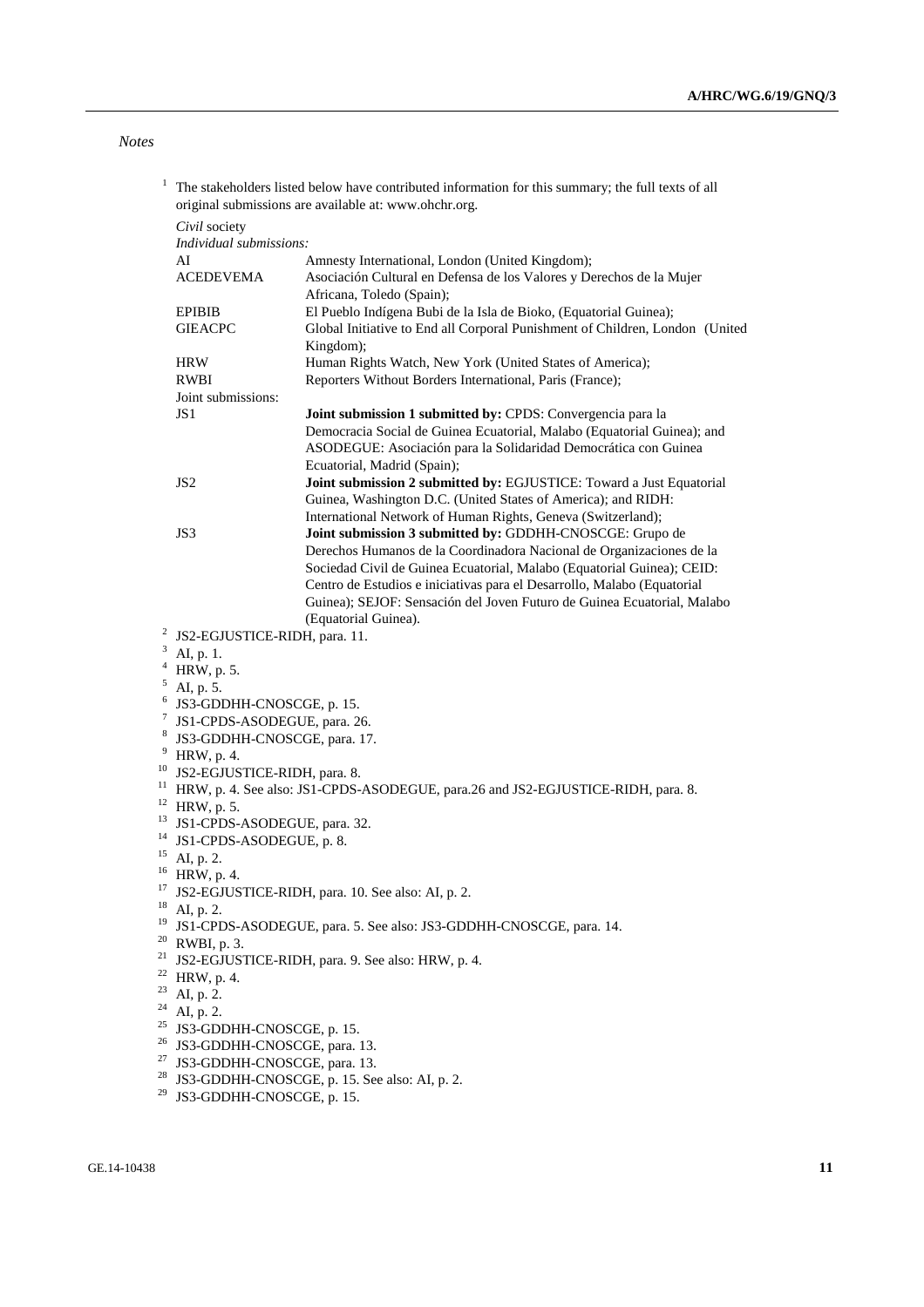*Notes*

[1] The stakeholders listed below have contributed information for this summary; the full texts of all original submissions are available at: www.ohchr.org.

*Civil* society

*Individual submissions:*

| | |
|---|---|
| AI | Amnesty International, London (United Kingdom); |
| ACEDEVEMA | Asociación Cultural en Defensa de los Valores y Derechos de la Mujer Africana, Toledo (Spain); |
| EPIBIB | El Pueblo Indígena Bubi de la Isla de Bioko, (Equatorial Guinea); |
| GIEACPC | Global Initiative to End all Corporal Punishment of Children, London (United Kingdom); |
| HRW | Human Rights Watch, New York (United States of America); |
| RWBI | Reporters Without Borders International, Paris (France); |

Joint submissions:

| | |
|---|---|
| JS1 | **Joint submission 1 submitted by:** CPDS: Convergencia para la Democracia Social de Guinea Ecuatorial, Malabo (Equatorial Guinea); and ASODEGUE: Asociación para la Solidaridad Democrática con Guinea Ecuatorial, Madrid (Spain); |
| JS2 | **Joint submission 2 submitted by:** EGJUSTICE: Toward a Just Equatorial Guinea, Washington D.C. (United States of America); and RIDH: International Network of Human Rights, Geneva (Switzerland); |
| JS3 | **Joint submission 3 submitted by:** GDDHH-CNOSCGE: Grupo de Derechos Humanos de la Coordinadora Nacional de Organizaciones de la Sociedad Civil de Guinea Ecuatorial, Malabo (Equatorial Guinea); CEID: Centro de Estudios e iniciativas para el Desarrollo, Malabo (Equatorial Guinea); SEJOF: Sensación del Joven Futuro de Guinea Ecuatorial, Malabo (Equatorial Guinea). |

[2] JS2-EGJUSTICE-RIDH, para. 11.

[3] AI, p. 1.

[4] HRW, p. 5.

[5] AI, p. 5.

[6] JS3-GDDHH-CNOSCGE, p. 15.

[7] JS1-CPDS-ASODEGUE, para. 26.

[8] JS3-GDDHH-CNOSCGE, para. 17.

[9] HRW, p. 4.

[10] JS2-EGJUSTICE-RIDH, para. 8.

[11] HRW, p. 4. See also: JS1-CPDS-ASODEGUE, para.26 and JS2-EGJUSTICE-RIDH, para. 8.

[12] HRW, p. 5.

[13] JS1-CPDS-ASODEGUE, para. 32.

[14] JS1-CPDS-ASODEGUE, p. 8.

[15] AI, p. 2.

[16] HRW, p. 4.

[17] JS2-EGJUSTICE-RIDH, para. 10. See also: AI, p. 2.

[18] AI, p. 2.

[19] JS1-CPDS-ASODEGUE, para. 5. See also: JS3-GDDHH-CNOSCGE, para. 14.

[20] RWBI, p. 3.

[21] JS2-EGJUSTICE-RIDH, para. 9. See also: HRW, p. 4.

[22] HRW, p. 4.

[23] AI, p. 2.

[24] AI, p. 2.

[25] JS3-GDDHH-CNOSCGE, p. 15.

[26] JS3-GDDHH-CNOSCGE, para. 13.

[27] JS3-GDDHH-CNOSCGE, para. 13.

[28] JS3-GDDHH-CNOSCGE, p. 15. See also: AI, p. 2.

[29] JS3-GDDHH-CNOSCGE, p. 15.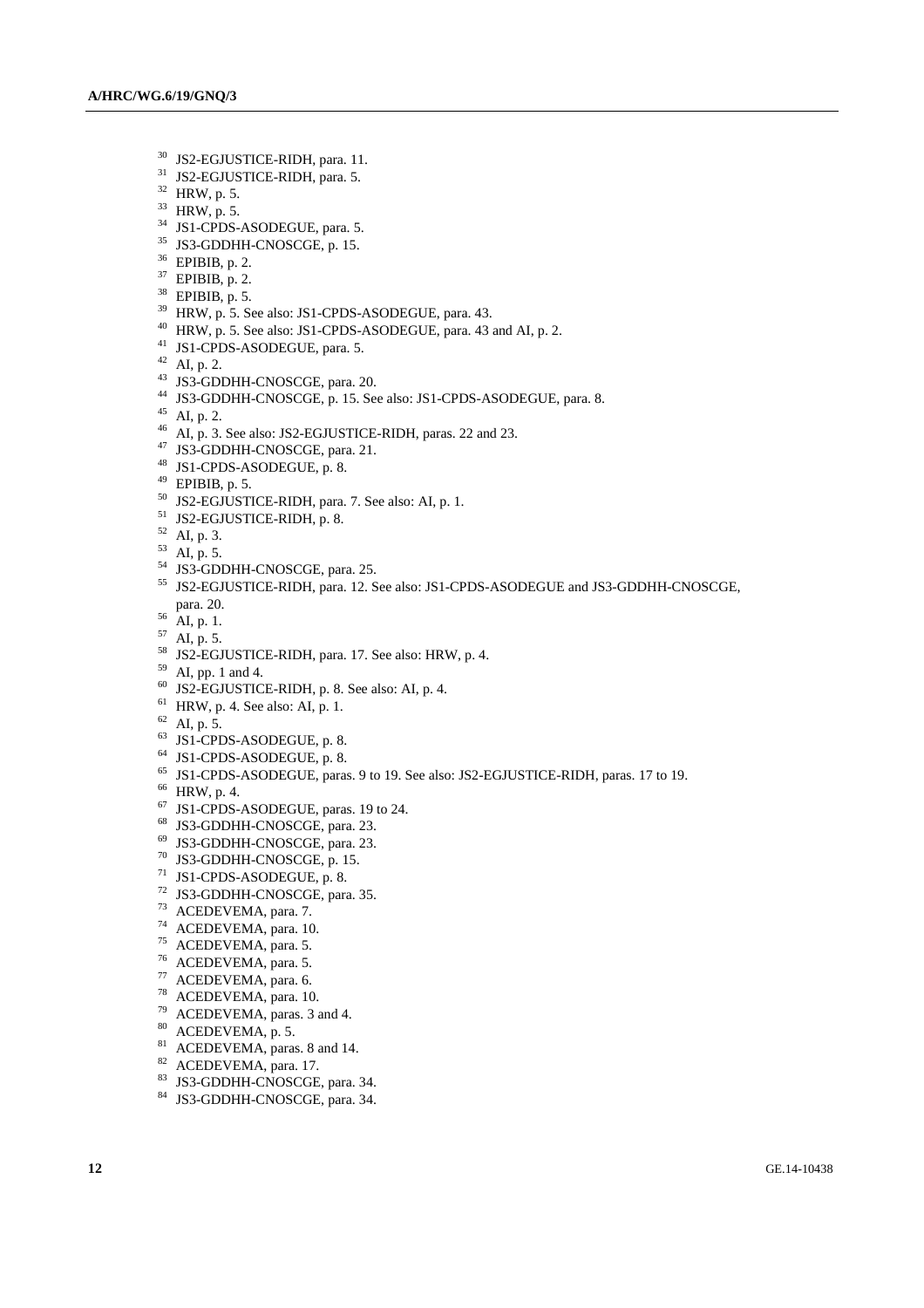[30] JS2-EGJUSTICE-RIDH, para. 11.
[31] JS2-EGJUSTICE-RIDH, para. 5.
[32] HRW, p. 5.
[33] HRW, p. 5.
[34] JS1-CPDS-ASODEGUE, para. 5.
[35] JS3-GDDHH-CNOSCGE, p. 15.
[36] EPIBIB, p. 2.
[37] EPIBIB, p. 2.
[38] EPIBIB, p. 5.
[39] HRW, p. 5. See also: JS1-CPDS-ASODEGUE, para. 43.
[40] HRW, p. 5. See also: JS1-CPDS-ASODEGUE, para. 43 and AI, p. 2.
[41] JS1-CPDS-ASODEGUE, para. 5.
[42] AI, p. 2.
[43] JS3-GDDHH-CNOSCGE, para. 20.
[44] JS3-GDDHH-CNOSCGE, p. 15. See also: JS1-CPDS-ASODEGUE, para. 8.
[45] AI, p. 2.
[46] AI, p. 3. See also: JS2-EGJUSTICE-RIDH, paras. 22 and 23.
[47] JS3-GDDHH-CNOSCGE, para. 21.
[48] JS1-CPDS-ASODEGUE, p. 8.
[49] EPIBIB, p. 5.
[50] JS2-EGJUSTICE-RIDH, para. 7. See also: AI, p. 1.
[51] JS2-EGJUSTICE-RIDH, p. 8.
[52] AI, p. 3.
[53] AI, p. 5.
[54] JS3-GDDHH-CNOSCGE, para. 25.
[55] JS2-EGJUSTICE-RIDH, para. 12. See also: JS1-CPDS-ASODEGUE and JS3-GDDHH-CNOSCGE, para. 20.
[56] AI, p. 1.
[57] AI, p. 5.
[58] JS2-EGJUSTICE-RIDH, para. 17. See also: HRW, p. 4.
[59] AI, pp. 1 and 4.
[60] JS2-EGJUSTICE-RIDH, p. 8. See also: AI, p. 4.
[61] HRW, p. 4. See also: AI, p. 1.
[62] AI, p. 5.
[63] JS1-CPDS-ASODEGUE, p. 8.
[64] JS1-CPDS-ASODEGUE, p. 8.
[65] JS1-CPDS-ASODEGUE, paras. 9 to 19. See also: JS2-EGJUSTICE-RIDH, paras. 17 to 19.
[66] HRW, p. 4.
[67] JS1-CPDS-ASODEGUE, paras. 19 to 24.
[68] JS3-GDDHH-CNOSCGE, para. 23.
[69] JS3-GDDHH-CNOSCGE, para. 23.
[70] JS3-GDDHH-CNOSCGE, p. 15.
[71] JS1-CPDS-ASODEGUE, p. 8.
[72] JS3-GDDHH-CNOSCGE, para. 35.
[73] ACEDEVEMA, para. 7.
[74] ACEDEVEMA, para. 10.
[75] ACEDEVEMA, para. 5.
[76] ACEDEVEMA, para. 5.
[77] ACEDEVEMA, para. 6.
[78] ACEDEVEMA, para. 10.
[79] ACEDEVEMA, paras. 3 and 4.
[80] ACEDEVEMA, p. 5.
[81] ACEDEVEMA, paras. 8 and 14.
[82] ACEDEVEMA, para. 17.
[83] JS3-GDDHH-CNOSCGE, para. 34.
[84] JS3-GDDHH-CNOSCGE, para. 34.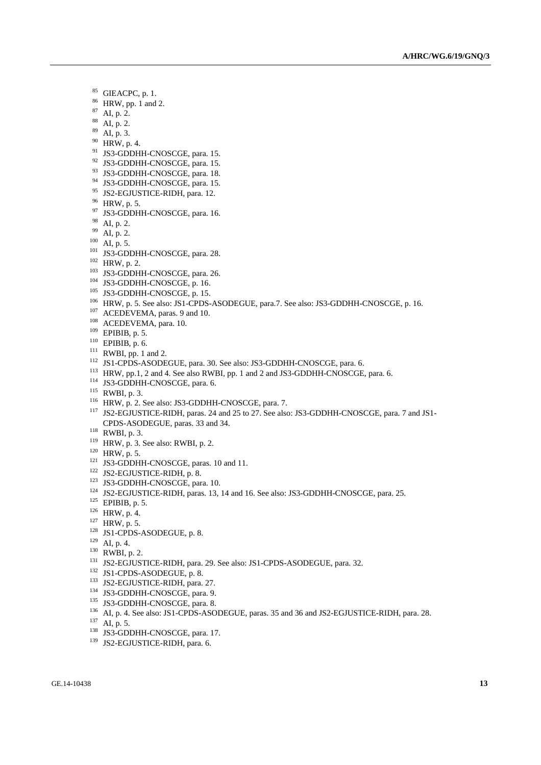[85] GIEACPC, p. 1.
[86] HRW, pp. 1 and 2.
[87] AI, p. 2.
[88] AI, p. 2.
[89] AI, p. 3.
[90] HRW, p. 4.
[91] JS3-GDDHH-CNOSCGE, para. 15.
[92] JS3-GDDHH-CNOSCGE, para. 15.
[93] JS3-GDDHH-CNOSCGE, para. 18.
[94] JS3-GDDHH-CNOSCGE, para. 15.
[95] JS2-EGJUSTICE-RIDH, para. 12.
[96] HRW, p. 5.
[97] JS3-GDDHH-CNOSCGE, para. 16.
[98] AI, p. 2.
[99] AI, p. 2.
[100] AI, p. 5.
[101] JS3-GDDHH-CNOSCGE, para. 28.
[102] HRW, p. 2.
[103] JS3-GDDHH-CNOSCGE, para. 26.
[104] JS3-GDDHH-CNOSCGE, p. 16.
[105] JS3-GDDHH-CNOSCGE, p. 15.
[106] HRW, p. 5. See also: JS1-CPDS-ASODEGUE, para.7. See also: JS3-GDDHH-CNOSCGE, p. 16.
[107] ACEDEVEMA, paras. 9 and 10.
[108] ACEDEVEMA, para. 10.
[109] EPIBIB, p. 5.
[110] EPIBIB, p. 6.
[111] RWBI, pp. 1 and 2.
[112] JS1-CPDS-ASODEGUE, para. 30. See also: JS3-GDDHH-CNOSCGE, para. 6.
[113] HRW, pp.1, 2 and 4. See also RWBI, pp. 1 and 2 and JS3-GDDHH-CNOSCGE, para. 6.
[114] JS3-GDDHH-CNOSCGE, para. 6.
[115] RWBI, p. 3.
[116] HRW, p. 2. See also: JS3-GDDHH-CNOSCGE, para. 7.
[117] JS2-EGJUSTICE-RIDH, paras. 24 and 25 to 27. See also: JS3-GDDHH-CNOSCGE, para. 7 and JS1-CPDS-ASODEGUE, paras. 33 and 34.
[118] RWBI, p. 3.
[119] HRW, p. 3. See also: RWBI, p. 2.
[120] HRW, p. 5.
[121] JS3-GDDHH-CNOSCGE, paras. 10 and 11.
[122] JS2-EGJUSTICE-RIDH, p. 8.
[123] JS3-GDDHH-CNOSCGE, para. 10.
[124] JS2-EGJUSTICE-RIDH, paras. 13, 14 and 16. See also: JS3-GDDHH-CNOSCGE, para. 25.
[125] EPIBIB, p. 5.
[126] HRW, p. 4.
[127] HRW, p. 5.
[128] JS1-CPDS-ASODEGUE, p. 8.
[129] AI, p. 4.
[130] RWBI, p. 2.
[131] JS2-EGJUSTICE-RIDH, para. 29. See also: JS1-CPDS-ASODEGUE, para. 32.
[132] JS1-CPDS-ASODEGUE, p. 8.
[133] JS2-EGJUSTICE-RIDH, para. 27.
[134] JS3-GDDHH-CNOSCGE, para. 9.
[135] JS3-GDDHH-CNOSCGE, para. 8.
[136] AI, p. 4. See also: JS1-CPDS-ASODEGUE, paras. 35 and 36 and JS2-EGJUSTICE-RIDH, para. 28.
[137] AI, p. 5.
[138] JS3-GDDHH-CNOSCGE, para. 17.
[139] JS2-EGJUSTICE-RIDH, para. 6.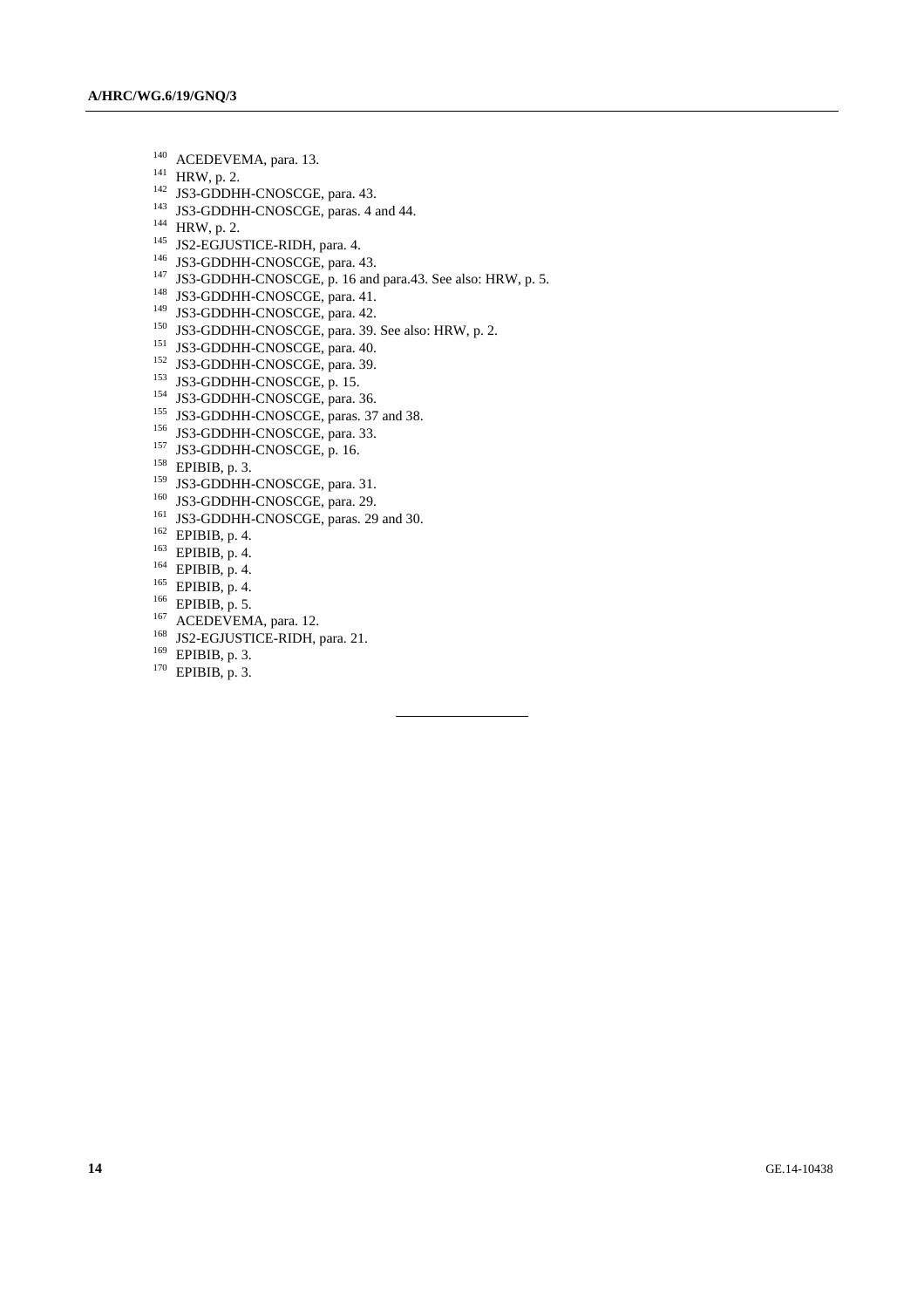[140] ACEDEVEMA, para. 13.
[141] HRW, p. 2.
[142] JS3-GDDHH-CNOSCGE, para. 43.
[143] JS3-GDDHH-CNOSCGE, paras. 4 and 44.
[144] HRW, p. 2.
[145] JS2-EGJUSTICE-RIDH, para. 4.
[146] JS3-GDDHH-CNOSCGE, para. 43.
[147] JS3-GDDHH-CNOSCGE, p. 16 and para.43. See also: HRW, p. 5.
[148] JS3-GDDHH-CNOSCGE, para. 41.
[149] JS3-GDDHH-CNOSCGE, para. 42.
[150] JS3-GDDHH-CNOSCGE, para. 39. See also: HRW, p. 2.
[151] JS3-GDDHH-CNOSCGE, para. 40.
[152] JS3-GDDHH-CNOSCGE, para. 39.
[153] JS3-GDDHH-CNOSCGE, p. 15.
[154] JS3-GDDHH-CNOSCGE, para. 36.
[155] JS3-GDDHH-CNOSCGE, paras. 37 and 38.
[156] JS3-GDDHH-CNOSCGE, para. 33.
[157] JS3-GDDHH-CNOSCGE, p. 16.
[158] EPIBIB, p. 3.
[159] JS3-GDDHH-CNOSCGE, para. 31.
[160] JS3-GDDHH-CNOSCGE, para. 29.
[161] JS3-GDDHH-CNOSCGE, paras. 29 and 30.
[162] EPIBIB, p. 4.
[163] EPIBIB, p. 4.
[164] EPIBIB, p. 4.
[165] EPIBIB, p. 4.
[166] EPIBIB, p. 5.
[167] ACEDEVEMA, para. 12.
[168] JS2-EGJUSTICE-RIDH, para. 21.
[169] EPIBIB, p. 3.
[170] EPIBIB, p. 3.